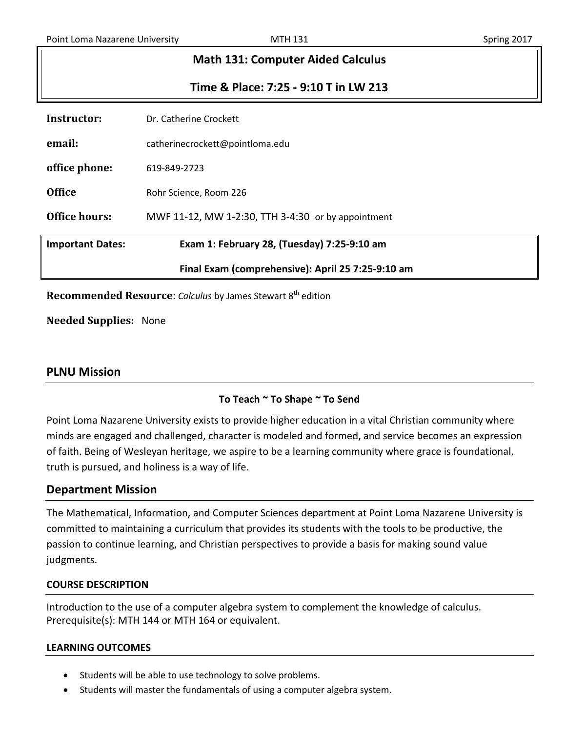# Math 131: Computer Aided Calculus

## Time & Place: 7:25 - 9:10 T in LW 213

| | |
|---|---|
| **Instructor:** | Dr. Catherine Crockett |
| **email:** | catherinecrockett@pointloma.edu |
| **office phone:** | 619-849-2723 |
| **Office** | Rohr Science, Room 226 |
| **Office hours:** | MWF 11-12, MW 1-2:30, TTH 3-4:30 or by appointment |

| | |
|---|---|
| **Important Dates:** | **Exam 1: February 28, (Tuesday) 7:25-9:10 am** |
| | **Final Exam (comprehensive): April 25 7:25-9:10 am** |

**Recommended Resource**: *Calculus* by James Stewart 8th edition

**Needed Supplies:** None

## PLNU Mission

**To Teach ~ To Shape ~ To Send**

Point Loma Nazarene University exists to provide higher education in a vital Christian community where minds are engaged and challenged, character is modeled and formed, and service becomes an expression of faith. Being of Wesleyan heritage, we aspire to be a learning community where grace is foundational, truth is pursued, and holiness is a way of life.

## Department Mission

The Mathematical, Information, and Computer Sciences department at Point Loma Nazarene University is committed to maintaining a curriculum that provides its students with the tools to be productive, the passion to continue learning, and Christian perspectives to provide a basis for making sound value judgments.

### COURSE DESCRIPTION

Introduction to the use of a computer algebra system to complement the knowledge of calculus. Prerequisite(s): MTH 144 or MTH 164 or equivalent.

### LEARNING OUTCOMES

- Students will be able to use technology to solve problems.
- Students will master the fundamentals of using a computer algebra system.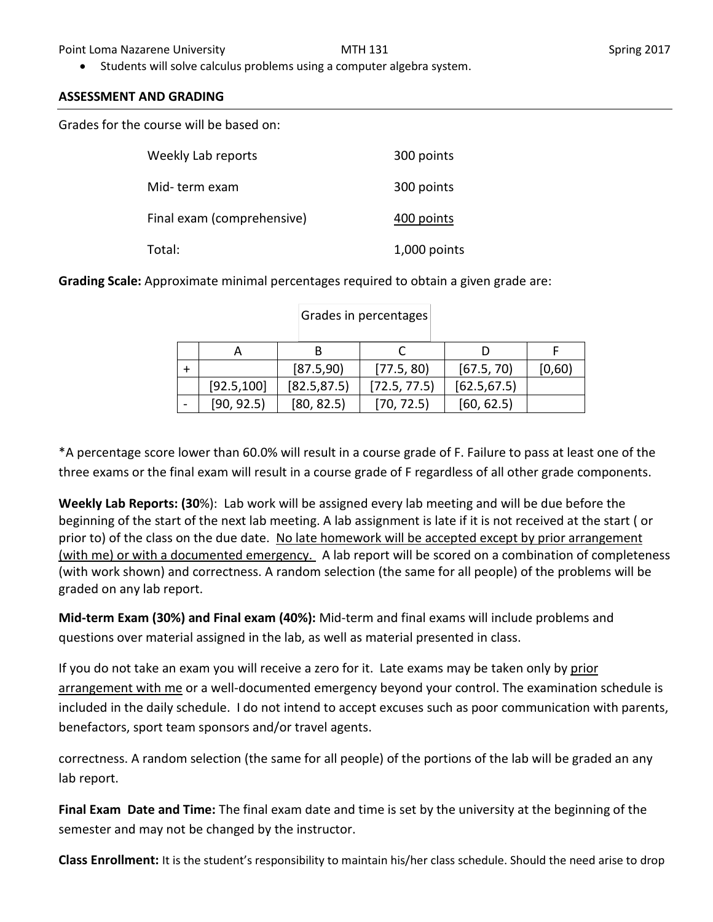- Students will solve calculus problems using a computer algebra system.

## ASSESSMENT AND GRADING

Grades for the course will be based on:

| | |
|---|---|
| Weekly Lab reports | 300 points |
| Mid- term exam | 300 points |
| Final exam (comprehensive) | 400 points |
| Total: | 1,000 points |

**Grading Scale:** Approximate minimal percentages required to obtain a given grade are:

Grades in percentages

| | A | B | C | D | F |
|---|---|---|---|---|---|
| + | | [87.5,90) | [77.5, 80) | [67.5, 70) | [0,60) |
| | [92.5,100] | [82.5,87.5) | [72.5, 77.5) | [62.5,67.5) | |
| - | [90, 92.5) | [80, 82.5) | [70, 72.5) | [60, 62.5) | |

*A percentage score lower than 60.0% will result in a course grade of F. Failure to pass at least one of the three exams or the final exam will result in a course grade of F regardless of all other grade components.

**Weekly Lab Reports: (30%):** Lab work will be assigned every lab meeting and will be due before the beginning of the start of the next lab meeting. A lab assignment is late if it is not received at the start ( or prior to) of the class on the due date. <u>No late homework will be accepted except by prior arrangement (with me) or with a documented emergency.</u> A lab report will be scored on a combination of completeness (with work shown) and correctness. A random selection (the same for all people) of the problems will be graded on any lab report.

**Mid-term Exam (30%) and Final exam (40%):** Mid-term and final exams will include problems and questions over material assigned in the lab, as well as material presented in class.

If you do not take an exam you will receive a zero for it. Late exams may be taken only by <u>prior arrangement with me</u> or a well-documented emergency beyond your control. The examination schedule is included in the daily schedule. I do not intend to accept excuses such as poor communication with parents, benefactors, sport team sponsors and/or travel agents.

correctness. A random selection (the same for all people) of the portions of the lab will be graded an any lab report.

**Final Exam Date and Time:** The final exam date and time is set by the university at the beginning of the semester and may not be changed by the instructor.

**Class Enrollment:** It is the student's responsibility to maintain his/her class schedule. Should the need arise to drop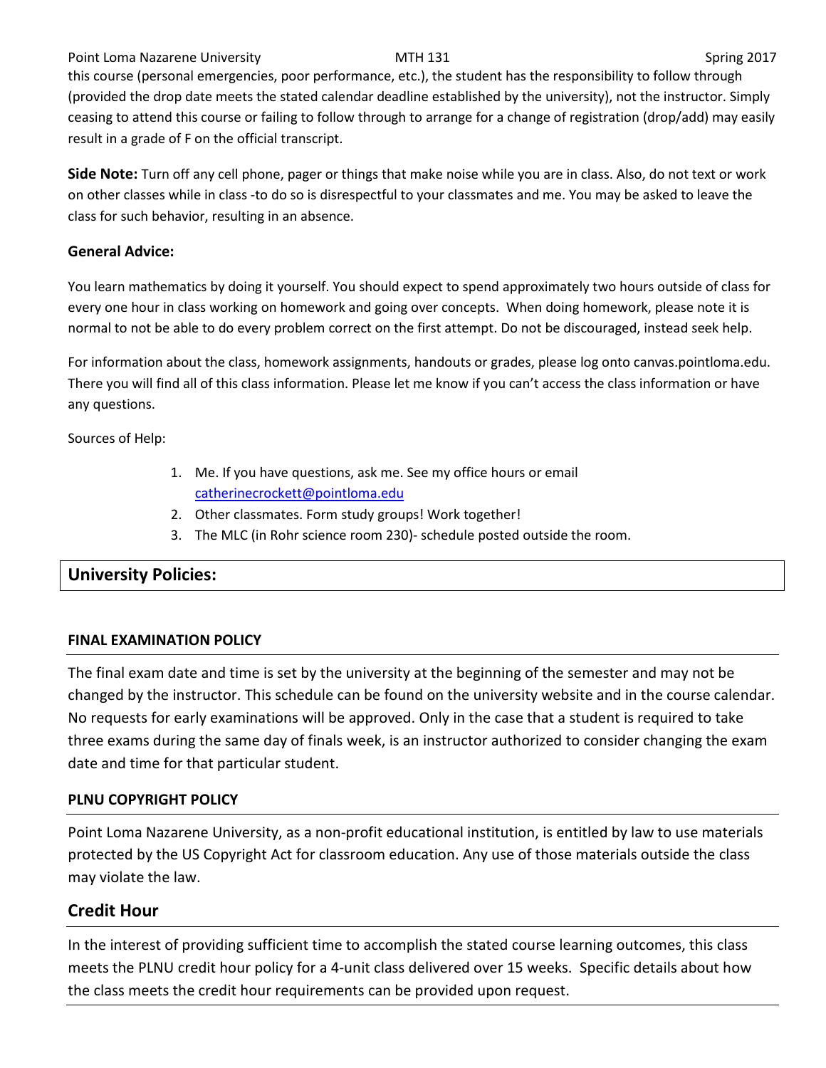this course (personal emergencies, poor performance, etc.), the student has the responsibility to follow through (provided the drop date meets the stated calendar deadline established by the university), not the instructor. Simply ceasing to attend this course or failing to follow through to arrange for a change of registration (drop/add) may easily result in a grade of F on the official transcript.

**Side Note:** Turn off any cell phone, pager or things that make noise while you are in class. Also, do not text or work on other classes while in class -to do so is disrespectful to your classmates and me. You may be asked to leave the class for such behavior, resulting in an absence.

**General Advice:**

You learn mathematics by doing it yourself. You should expect to spend approximately two hours outside of class for every one hour in class working on homework and going over concepts. When doing homework, please note it is normal to not be able to do every problem correct on the first attempt. Do not be discouraged, instead seek help.

For information about the class, homework assignments, handouts or grades, please log onto canvas.pointloma.edu. There you will find all of this class information. Please let me know if you can't access the class information or have any questions.

Sources of Help:

1. Me. If you have questions, ask me. See my office hours or email catherinecrockett@pointloma.edu
2. Other classmates. Form study groups! Work together!
3. The MLC (in Rohr science room 230)- schedule posted outside the room.

## University Policies:

### FINAL EXAMINATION POLICY

The final exam date and time is set by the university at the beginning of the semester and may not be changed by the instructor. This schedule can be found on the university website and in the course calendar. No requests for early examinations will be approved. Only in the case that a student is required to take three exams during the same day of finals week, is an instructor authorized to consider changing the exam date and time for that particular student.

### PLNU COPYRIGHT POLICY

Point Loma Nazarene University, as a non-profit educational institution, is entitled by law to use materials protected by the US Copyright Act for classroom education. Any use of those materials outside the class may violate the law.

## Credit Hour

In the interest of providing sufficient time to accomplish the stated course learning outcomes, this class meets the PLNU credit hour policy for a 4-unit class delivered over 15 weeks. Specific details about how the class meets the credit hour requirements can be provided upon request.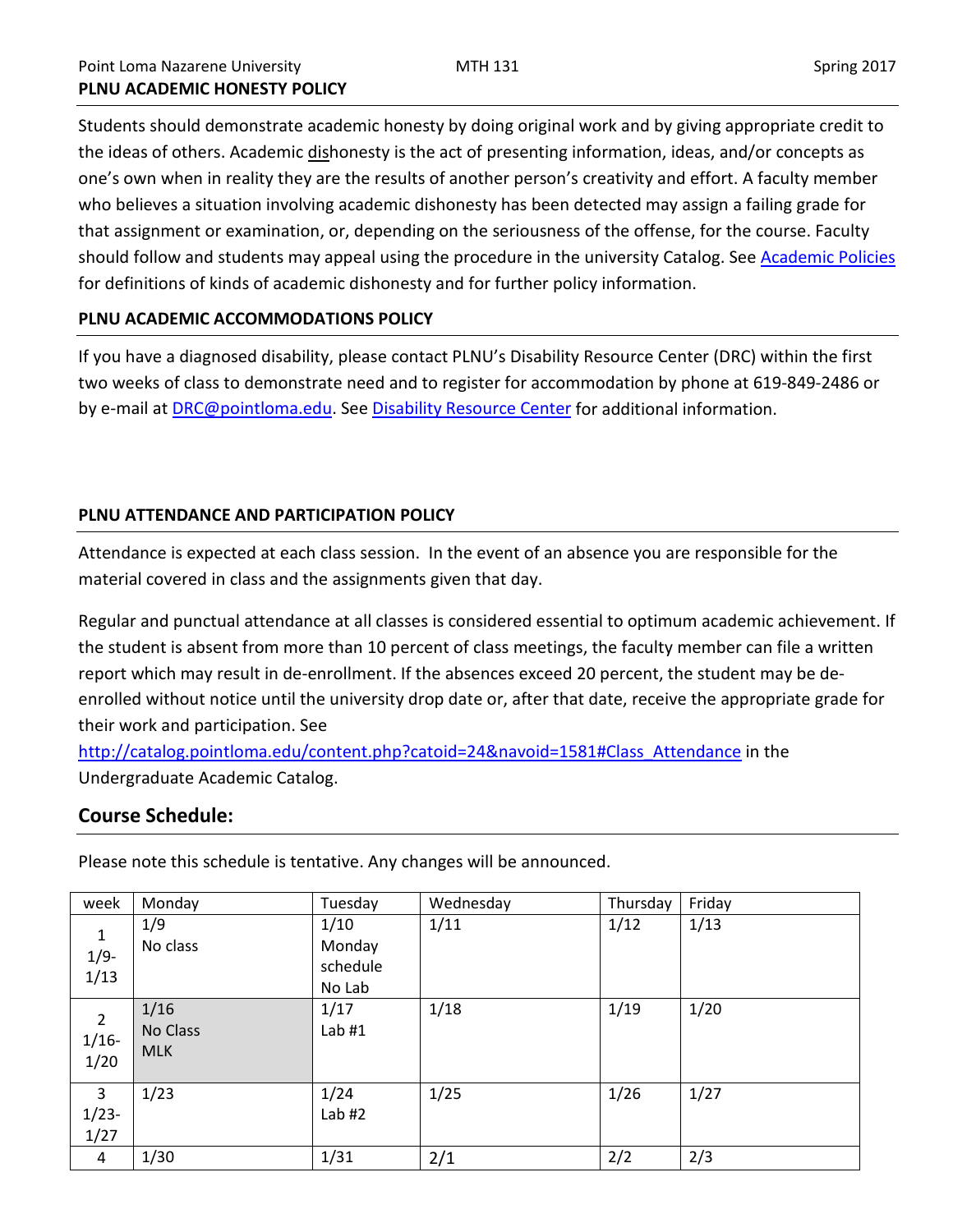**PLNU ACADEMIC HONESTY POLICY**

Students should demonstrate academic honesty by doing original work and by giving appropriate credit to the ideas of others. Academic dishonesty is the act of presenting information, ideas, and/or concepts as one's own when in reality they are the results of another person's creativity and effort. A faculty member who believes a situation involving academic dishonesty has been detected may assign a failing grade for that assignment or examination, or, depending on the seriousness of the offense, for the course. Faculty should follow and students may appeal using the procedure in the university Catalog. See Academic Policies for definitions of kinds of academic dishonesty and for further policy information.

**PLNU ACADEMIC ACCOMMODATIONS POLICY**

If you have a diagnosed disability, please contact PLNU's Disability Resource Center (DRC) within the first two weeks of class to demonstrate need and to register for accommodation by phone at 619-849-2486 or by e-mail at DRC@pointloma.edu. See Disability Resource Center for additional information.

**PLNU ATTENDANCE AND PARTICIPATION POLICY**

Attendance is expected at each class session. In the event of an absence you are responsible for the material covered in class and the assignments given that day.

Regular and punctual attendance at all classes is considered essential to optimum academic achievement. If the student is absent from more than 10 percent of class meetings, the faculty member can file a written report which may result in de-enrollment. If the absences exceed 20 percent, the student may be de-enrolled without notice until the university drop date or, after that date, receive the appropriate grade for their work and participation. See http://catalog.pointloma.edu/content.php?catoid=24&navoid=1581#Class_Attendance in the Undergraduate Academic Catalog.

## Course Schedule:

Please note this schedule is tentative. Any changes will be announced.

| week | Monday | Tuesday | Wednesday | Thursday | Friday |
|---|---|---|---|---|---|
| 1<br>1/9-<br>1/13 | 1/9<br>No class | 1/10<br>Monday schedule<br>No Lab | 1/11 | 1/12 | 1/13 |
| 2<br>1/16-<br>1/20 | 1/16<br>No Class<br>MLK | 1/17<br>Lab #1 | 1/18 | 1/19 | 1/20 |
| 3<br>1/23-<br>1/27 | 1/23 | 1/24<br>Lab #2 | 1/25 | 1/26 | 1/27 |
| 4 | 1/30 | 1/31 | 2/1 | 2/2 | 2/3 |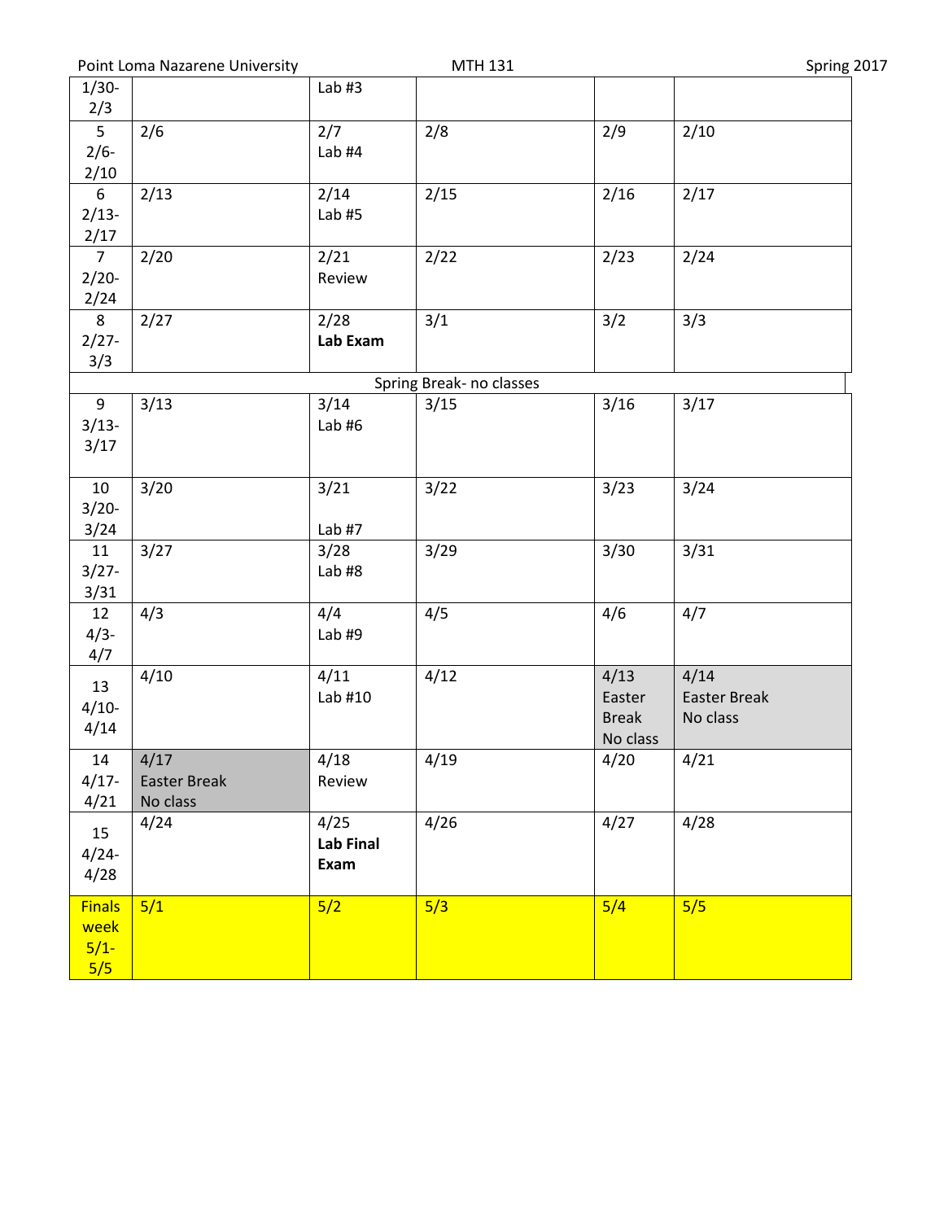| | | | | | |
|---|---|---|---|---|---|
| 1/30-2/3 | | Lab #3 | | | |
| 5 2/6-2/10 | 2/6 | 2/7 Lab #4 | 2/8 | 2/9 | 2/10 |
| 6 2/13-2/17 | 2/13 | 2/14 Lab #5 | 2/15 | 2/16 | 2/17 |
| 7 2/20-2/24 | 2/20 | 2/21 Review | 2/22 | 2/23 | 2/24 |
| 8 2/27-3/3 | 2/27 | 2/28 **Lab Exam** | 3/1 | 3/2 | 3/3 |
| | | | Spring Break- no classes | | |
| 9 3/13-3/17 | 3/13 | 3/14 Lab #6 | 3/15 | 3/16 | 3/17 |
| 10 3/20-3/24 | 3/20 | 3/21 Lab #7 | 3/22 | 3/23 | 3/24 |
| 11 3/27-3/31 | 3/27 | 3/28 Lab #8 | 3/29 | 3/30 | 3/31 |
| 12 4/3-4/7 | 4/3 | 4/4 Lab #9 | 4/5 | 4/6 | 4/7 |
| 13 4/10-4/14 | 4/10 | 4/11 Lab #10 | 4/12 | 4/13 Easter Break No class | 4/14 Easter Break No class |
| 14 4/17-4/21 | 4/17 Easter Break No class | 4/18 Review | 4/19 | 4/20 | 4/21 |
| 15 4/24-4/28 | 4/24 | 4/25 **Lab Final Exam** | 4/26 | 4/27 | 4/28 |
| Finals week 5/1-5/5 | 5/1 | 5/2 | 5/3 | 5/4 | 5/5 |